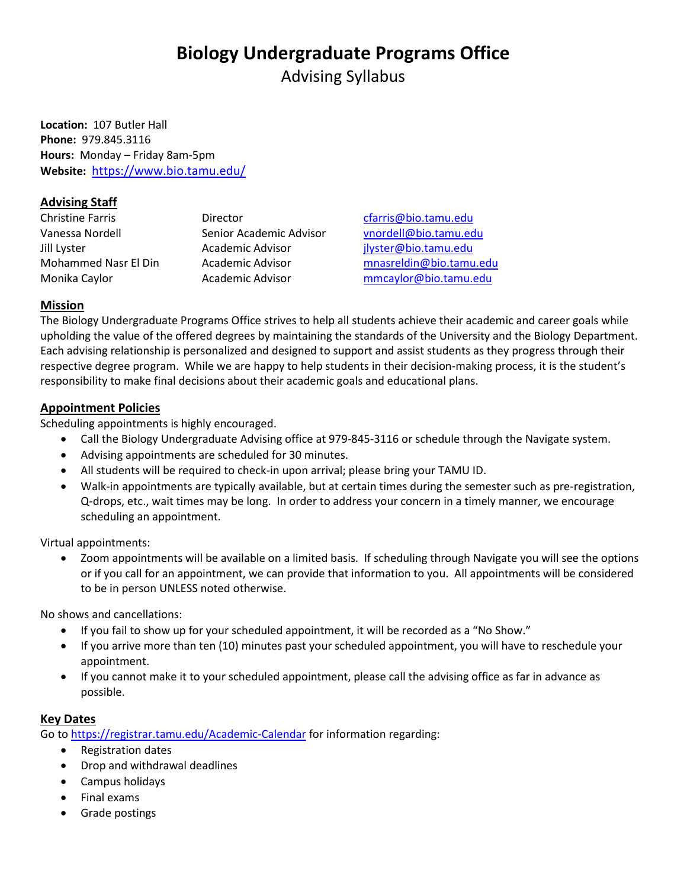# Biology Undergraduate Programs Office

Advising Syllabus

**Location:** 107 Butler Hall
**Phone:** 979.845.3116
**Hours:** Monday – Friday 8am-5pm
**Website:** https://www.bio.tamu.edu/

## Advising Staff

| | | |
|---|---|---|
| Christine Farris | Director | cfarris@bio.tamu.edu |
| Vanessa Nordell | Senior Academic Advisor | vnordell@bio.tamu.edu |
| Jill Lyster | Academic Advisor | jlyster@bio.tamu.edu |
| Mohammed Nasr El Din | Academic Advisor | mnasreldin@bio.tamu.edu |
| Monika Caylor | Academic Advisor | mmcaylor@bio.tamu.edu |

## Mission

The Biology Undergraduate Programs Office strives to help all students achieve their academic and career goals while upholding the value of the offered degrees by maintaining the standards of the University and the Biology Department. Each advising relationship is personalized and designed to support and assist students as they progress through their respective degree program. While we are happy to help students in their decision-making process, it is the student's responsibility to make final decisions about their academic goals and educational plans.

## Appointment Policies

Scheduling appointments is highly encouraged.

- Call the Biology Undergraduate Advising office at 979-845-3116 or schedule through the Navigate system.
- Advising appointments are scheduled for 30 minutes.
- All students will be required to check-in upon arrival; please bring your TAMU ID.
- Walk-in appointments are typically available, but at certain times during the semester such as pre-registration, Q-drops, etc., wait times may be long. In order to address your concern in a timely manner, we encourage scheduling an appointment.

Virtual appointments:

- Zoom appointments will be available on a limited basis. If scheduling through Navigate you will see the options or if you call for an appointment, we can provide that information to you. All appointments will be considered to be in person UNLESS noted otherwise.

No shows and cancellations:

- If you fail to show up for your scheduled appointment, it will be recorded as a "No Show."
- If you arrive more than ten (10) minutes past your scheduled appointment, you will have to reschedule your appointment.
- If you cannot make it to your scheduled appointment, please call the advising office as far in advance as possible.

## Key Dates

Go to https://registrar.tamu.edu/Academic-Calendar for information regarding:

- Registration dates
- Drop and withdrawal deadlines
- Campus holidays
- Final exams
- Grade postings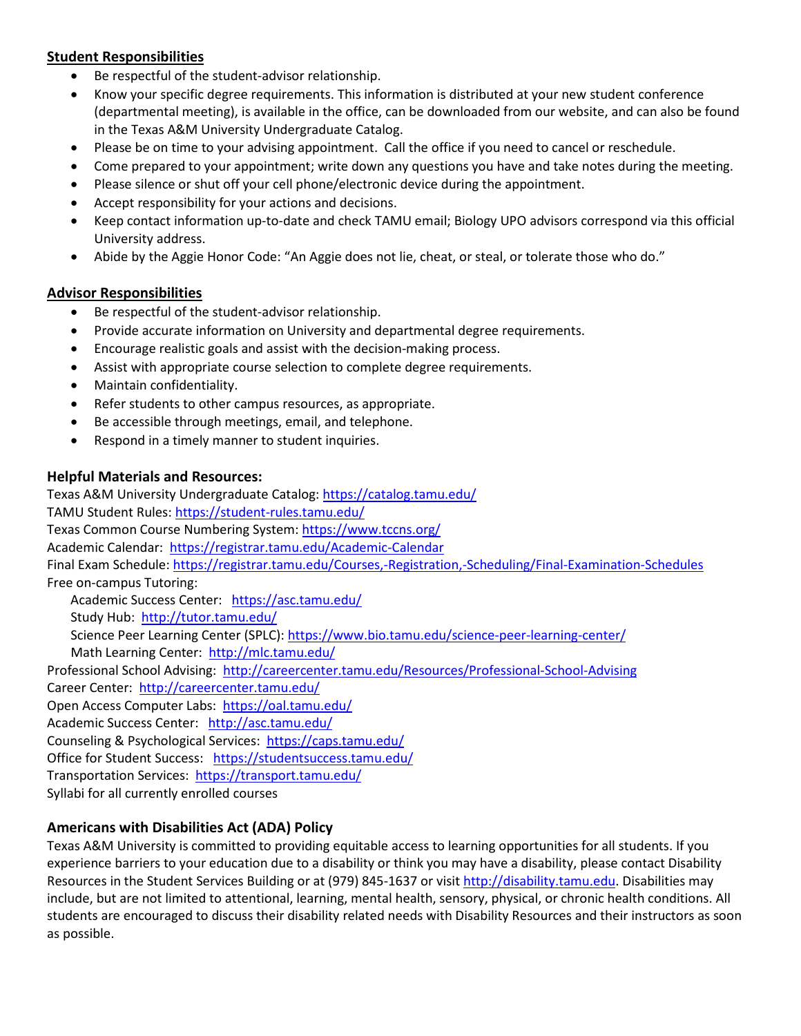## **Student Responsibilities**

- Be respectful of the student-advisor relationship.
- Know your specific degree requirements. This information is distributed at your new student conference (departmental meeting), is available in the office, can be downloaded from our website, and can also be found in the Texas A&M University Undergraduate Catalog.
- Please be on time to your advising appointment. Call the office if you need to cancel or reschedule.
- Come prepared to your appointment; write down any questions you have and take notes during the meeting.
- Please silence or shut off your cell phone/electronic device during the appointment.
- Accept responsibility for your actions and decisions.
- Keep contact information up-to-date and check TAMU email; Biology UPO advisors correspond via this official University address.
- Abide by the Aggie Honor Code: "An Aggie does not lie, cheat, or steal, or tolerate those who do."

## **Advisor Responsibilities**

- Be respectful of the student-advisor relationship.
- Provide accurate information on University and departmental degree requirements.
- Encourage realistic goals and assist with the decision-making process.
- Assist with appropriate course selection to complete degree requirements.
- Maintain confidentiality.
- Refer students to other campus resources, as appropriate.
- Be accessible through meetings, email, and telephone.
- Respond in a timely manner to student inquiries.

### **Helpful Materials and Resources:**

Texas A&M University Undergraduate Catalog: https://catalog.tamu.edu/
TAMU Student Rules: https://student-rules.tamu.edu/
Texas Common Course Numbering System: https://www.tccns.org/
Academic Calendar: https://registrar.tamu.edu/Academic-Calendar
Final Exam Schedule: https://registrar.tamu.edu/Courses,-Registration,-Scheduling/Final-Examination-Schedules
Free on-campus Tutoring:
  Academic Success Center: https://asc.tamu.edu/
  Study Hub: http://tutor.tamu.edu/
  Science Peer Learning Center (SPLC): https://www.bio.tamu.edu/science-peer-learning-center/
  Math Learning Center: http://mlc.tamu.edu/
Professional School Advising: http://careercenter.tamu.edu/Resources/Professional-School-Advising
Career Center: http://careercenter.tamu.edu/
Open Access Computer Labs: https://oal.tamu.edu/
Academic Success Center: http://asc.tamu.edu/
Counseling & Psychological Services: https://caps.tamu.edu/
Office for Student Success: https://studentsuccess.tamu.edu/
Transportation Services: https://transport.tamu.edu/
Syllabi for all currently enrolled courses

### **Americans with Disabilities Act (ADA) Policy**

Texas A&M University is committed to providing equitable access to learning opportunities for all students. If you experience barriers to your education due to a disability or think you may have a disability, please contact Disability Resources in the Student Services Building or at (979) 845-1637 or visit http://disability.tamu.edu. Disabilities may include, but are not limited to attentional, learning, mental health, sensory, physical, or chronic health conditions. All students are encouraged to discuss their disability related needs with Disability Resources and their instructors as soon as possible.